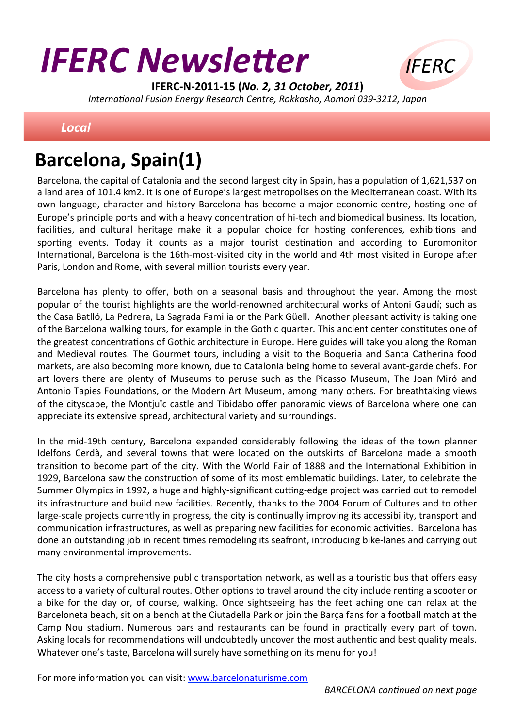# IFERC Newsletter

**IFERC-N-2011-15 (*No. 2, 31 October, 2011*)**

*International Fusion Energy Research Centre, Rokkasho, Aomori 039-3212, Japan*

*Local*

## Barcelona, Spain(1)

Barcelona, the capital of Catalonia and the second largest city in Spain, has a population of 1,621,537 on a land area of 101.4 km2. It is one of Europe's largest metropolises on the Mediterranean coast. With its own language, character and history Barcelona has become a major economic centre, hosting one of Europe's principle ports and with a heavy concentration of hi-tech and biomedical business. Its location, facilities, and cultural heritage make it a popular choice for hosting conferences, exhibitions and sporting events. Today it counts as a major tourist destination and according to Euromonitor International, Barcelona is the 16th-most-visited city in the world and 4th most visited in Europe after Paris, London and Rome, with several million tourists every year.

Barcelona has plenty to offer, both on a seasonal basis and throughout the year. Among the most popular of the tourist highlights are the world-renowned architectural works of Antoni Gaudí; such as the Casa Batlló, La Pedrera, La Sagrada Familia or the Park Güell. Another pleasant activity is taking one of the Barcelona walking tours, for example in the Gothic quarter. This ancient center constitutes one of the greatest concentrations of Gothic architecture in Europe. Here guides will take you along the Roman and Medieval routes. The Gourmet tours, including a visit to the Boqueria and Santa Catherina food markets, are also becoming more known, due to Catalonia being home to several avant-garde chefs. For art lovers there are plenty of Museums to peruse such as the Picasso Museum, The Joan Miró and Antonio Tapies Foundations, or the Modern Art Museum, among many others. For breathtaking views of the cityscape, the Montjuïc castle and Tibidabo offer panoramic views of Barcelona where one can appreciate its extensive spread, architectural variety and surroundings.

In the mid-19th century, Barcelona expanded considerably following the ideas of the town planner Idelfons Cerdà, and several towns that were located on the outskirts of Barcelona made a smooth transition to become part of the city. With the World Fair of 1888 and the International Exhibition in 1929, Barcelona saw the construction of some of its most emblematic buildings. Later, to celebrate the Summer Olympics in 1992, a huge and highly-significant cutting-edge project was carried out to remodel its infrastructure and build new facilities. Recently, thanks to the 2004 Forum of Cultures and to other large-scale projects currently in progress, the city is continually improving its accessibility, transport and communication infrastructures, as well as preparing new facilities for economic activities. Barcelona has done an outstanding job in recent times remodeling its seafront, introducing bike-lanes and carrying out many environmental improvements.

The city hosts a comprehensive public transportation network, as well as a touristic bus that offers easy access to a variety of cultural routes. Other options to travel around the city include renting a scooter or a bike for the day or, of course, walking. Once sightseeing has the feet aching one can relax at the Barceloneta beach, sit on a bench at the Ciutadella Park or join the Barça fans for a football match at the Camp Nou stadium. Numerous bars and restaurants can be found in practically every part of town. Asking locals for recommendations will undoubtedly uncover the most authentic and best quality meals. Whatever one's taste, Barcelona will surely have something on its menu for you!

For more information you can visit: [www.barcelonaturisme.com](http://www.barcelonaturisme.com)

*BARCELONA continued on next page*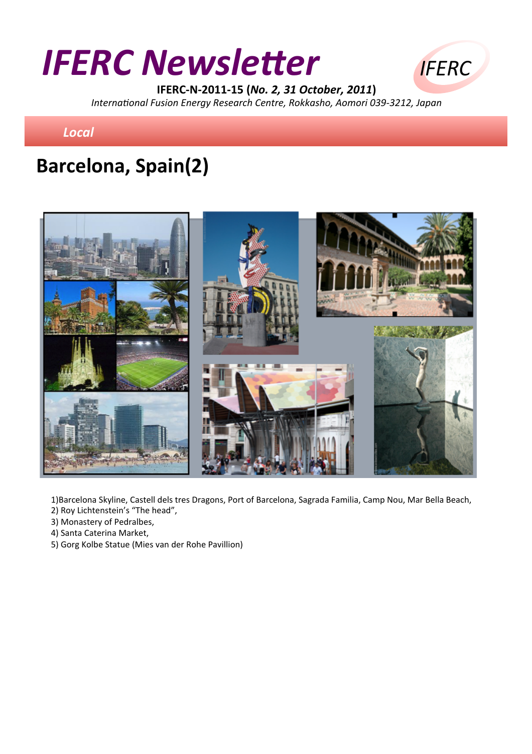# IFERC Newsletter

**IFERC-N-2011-15 (*No. 2, 31 October, 2011*)**

*International Fusion Energy Research Centre, Rokkasho, Aomori 039-3212, Japan*

*Local*

## Barcelona, Spain(2)

1)Barcelona Skyline, Castell dels tres Dragons, Port of Barcelona, Sagrada Familia, Camp Nou, Mar Bella Beach,
2) Roy Lichtenstein's "The head",
3) Monastery of Pedralbes,
4) Santa Caterina Market,
5) Gorg Kolbe Statue (Mies van der Rohe Pavillion)